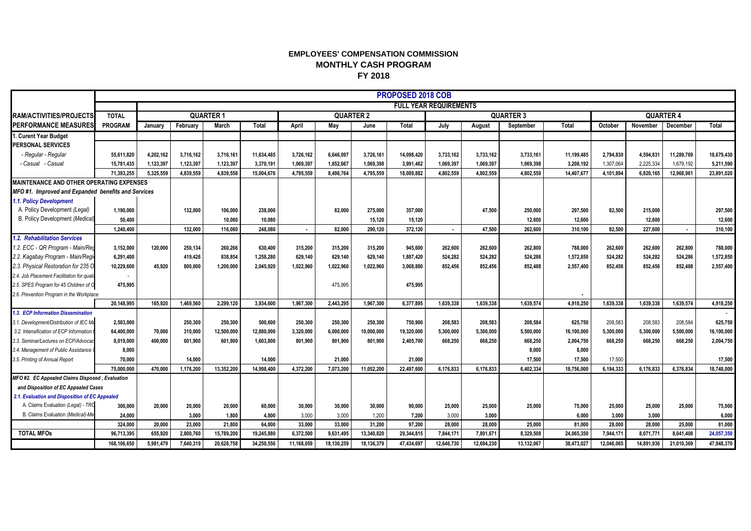# EMPLOYEES' COMPENSATION COMMISSION
## MONTHLY CASH PROGRAM
### FY 2018

| | PROPOSED 2018 COB | | | | | | | | | | | | | | | | |
|---|---|---|---|---|---|---|---|---|---|---|---|---|---|---|---|---|---|
| | | FULL YEAR REQUIREMENTS | | | | | | | | | | | | | | | |
| RAM/ACTIVITIES/PROJECTS | TOTAL | QUARTER 1 | | | | QUARTER 2 | | | | QUARTER 3 | | | | QUARTER 4 | | | |
| PERFORMANCE MEASURES | PROGRAM | January | February | March | Total | April | May | June | Total | July | August | September | Total | October | November | December | Total |
| 1. Curent Year Budget | | | | | | | | | | | | | | | | | |
| PERSONAL SERVICES | | | | | | | | | | | | | | | | | |
| - Regular - Regular | 55,611,820 | 4,202,162 | 3,716,162 | 3,716,161 | 11,634,485 | 3,726,162 | 6,646,097 | 3,726,161 | 14,098,420 | 3,733,162 | 3,733,162 | 3,733,161 | 11,199,485 | 2,794,830 | 4,594,831 | 11,289,769 | 18,679,430 |
| - Casual - Casual | 15,781,435 | 1,123,397 | 1,123,397 | 1,123,397 | 3,370,191 | 1,069,397 | 1,852,667 | 1,069,398 | 3,991,462 | 1,069,397 | 1,069,397 | 1,069,398 | 3,208,192 | 1,307,064 | 2,225,334 | 1,679,192 | 5,211,590 |
| | 71,393,255 | 5,325,559 | 4,839,559 | 4,839,558 | 15,004,676 | 4,795,559 | 8,498,764 | 4,795,559 | 18,089,882 | 4,802,559 | 4,802,559 | 4,802,559 | 14,407,677 | 4,101,894 | 6,820,165 | 12,968,961 | 23,891,020 |
| MAINTENANCE AND OTHER OPERATING EXPENSES | | | | | | | | | | | | | | | | | |
| *MFO #1. Improved and Expanded benefits and Services* | | | | | | | | | | | | | | | | | |
| *1.1. Policy Development* | | | | | | | | | | | | | | | | | |
| A. Policy Development *(Legal)* | 1,190,000 | | 132,000 | 106,000 | 238,000 | | 82,000 | 275,000 | 357,000 | | 47,500 | 250,000 | 297,500 | 82,500 | 215,000 | | 297,500 |
| B. Policy Development *(Medical)* | 50,400 | | | 10,080 | 10,080 | | | 15,120 | 15,120 | | | 12,600 | 12,600 | | 12,600 | | 12,600 |
| | 1,240,400 | | 132,000 | 116,080 | 248,080 | - | 82,000 | 290,120 | 372,120 | - | 47,500 | 262,600 | 310,100 | 82,500 | 227,600 | - | 310,100 |
| *1.2. Rehabilitation Services* | | | | | | | | | | | | | | | | | |
| 1.2. ECC - QR Program - Main/Reg | 3,152,000 | 120,000 | 250,134 | 260,266 | 630,400 | 315,200 | 315,200 | 315,200 | 945,600 | 262,600 | 262,600 | 262,800 | 788,000 | 262,600 | 262,600 | 262,800 | 788,000 |
| 2.2. Kagabay Program - Main/Regi | 6,291,400 | | 419,426 | 838,854 | 1,258,280 | 629,140 | 629,140 | 629,140 | 1,887,420 | 524,282 | 524,282 | 524,286 | 1,572,850 | 524,282 | 524,282 | 524,286 | 1,572,850 |
| 2.3. Physical Restoration for 235 O | 10,229,600 | 45,920 | 800,000 | 1,200,000 | 2,045,920 | 1,022,960 | 1,022,960 | 1,022,960 | 3,068,880 | 852,456 | 852,456 | 852,488 | 2,557,400 | 852,456 | 852,456 | 852,488 | 2,557,400 |
| 2.4. Job Placement Facilitation for quali | - | | | | | | | | | | | | | | | | |
| 2.5. SPES Program for 45 Children of O | 475,995 | | | | | | 475,995 | | 475,995 | | | | | | | | |
| 2.6. Prevention Program in the Workplace | | | | | | | | | | | | | - | | | | |
| | 20,148,995 | 165,920 | 1,469,560 | 2,299,120 | 3,934,600 | 1,967,300 | 2,443,295 | 1,967,300 | 6,377,895 | 1,639,338 | 1,639,338 | 1,639,574 | 4,918,250 | 1,639,338 | 1,639,338 | 1,639,574 | 4,918,250 |
| *1.3. ECP Information Dissemination* | | | | | | | | | | | | | | | | | - |
| 3.1. Development/Distribution of IEC Ma | 2,503,000 | | 250,300 | 250,300 | 500,600 | 250,300 | 250,300 | 250,300 | 750,900 | 208,583 | 208,583 | 208,584 | 625,750 | 208,583 | 208,583 | 208,584 | 625,750 |
| 3.2. Intensification of ECP Information | 64,400,000 | 70,000 | 310,000 | 12,500,000 | 12,880,000 | 3,320,000 | 6,000,000 | 10,000,000 | 19,320,000 | 5,300,000 | 5,300,000 | 5,500,000 | 16,100,000 | 5,300,000 | 5,300,000 | 5,500,000 | 16,100,000 |
| 3.3. Seminar/Lectures on ECP/Advocac | 8,019,000 | 400,000 | 601,900 | 601,900 | 1,603,800 | 801,900 | 801,900 | 801,900 | 2,405,700 | 668,250 | 668,250 | 668,250 | 2,004,750 | 668,250 | 668,250 | 668,250 | 2,004,750 |
| 3.4. Management of Public Assistance | 8,000 | | | | | | | | | | | 8,000 | 8,000 | | | | |
| 3.5. Printing of Annual Report | 70,000 | | 14,000 | | 14,000 | | 21,000 | | 21,000 | | | 17,500 | 17,500 | 17,500 | | | 17,500 |
| | 75,000,000 | 470,000 | 1,176,200 | 13,352,200 | 14,998,400 | 4,372,200 | 7,073,200 | 11,052,200 | 22,497,600 | 6,176,833 | 6,176,833 | 6,402,334 | 18,756,000 | 6,194,333 | 6,176,833 | 6,376,834 | 18,748,000 |
| *MFO #2. EC Appealed Claims Disposed , Evaluation* | | | | | | | | | | | | | | | | | |
| *and Disposition of EC Appealed Cases* | | | | | | | | | | | | | | | | | |
| *2.1. Evaluation and Disposition of EC Appealed* | | | | | | | | | | | | | | | | | |
| A. Claims Evaluation (Legal) - TRC | 300,000 | 20,000 | 20,000 | 20,000 | 60,000 | 30,000 | 30,000 | 30,000 | 90,000 | 25,000 | 25,000 | 25,000 | 75,000 | 25,000 | 25,000 | 25,000 | 75,000 |
| B. Claims Evaluation (Medical)-Me | 24,000 | | 3,000 | 1,800 | 4,800 | 3,000 | 3,000 | 1,200 | 7,200 | 3,000 | 3,000 | | 6,000 | 3,000 | 3,000 | | 6,000 |
| | 324,000 | 20,000 | 23,000 | 21,800 | 64,800 | 33,000 | 33,000 | 31,200 | 97,200 | 28,000 | 28,000 | 25,000 | 81,000 | 28,000 | 28,000 | 25,000 | 81,000 |
| TOTAL MFOs | 96,713,395 | 655,920 | 2,800,760 | 15,789,200 | 19,245,880 | 6,372,500 | 9,631,495 | 13,340,820 | 29,344,815 | 7,844,171 | 7,891,671 | 8,329,508 | 24,065,350 | 7,944,171 | 8,071,771 | 8,041,408 | 24,057,350 |
| | 168,106,650 | 5,981,479 | 7,640,319 | 20,628,758 | 34,250,556 | 11,168,059 | 18,130,259 | 18,136,379 | 47,434,697 | 12,646,730 | 12,694,230 | 13,132,067 | 38,473,027 | 12,046,065 | 14,891,936 | 21,010,369 | 47,948,370 |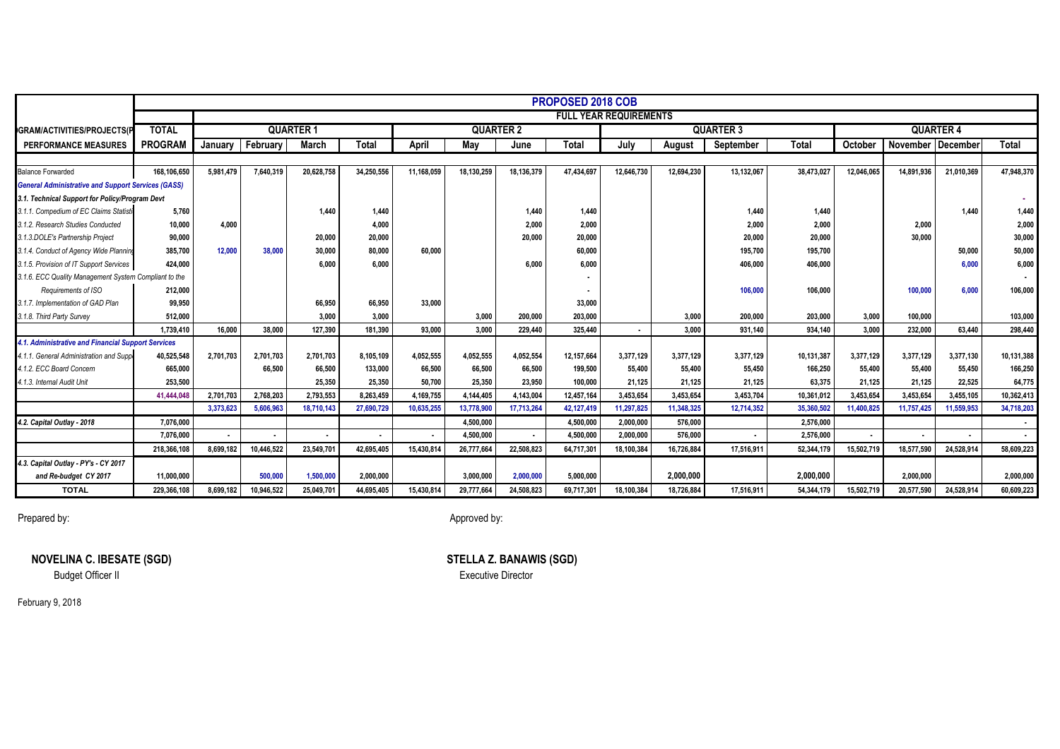| PROGRAM/ACTIVITIES/PROJECTS/PERFORMANCE MEASURES | TOTAL PROGRAM | PROPOSED 2018 COB - FULL YEAR REQUIREMENTS | | | | | | | | | | | | | | | |
|---|---|---|---|---|---|---|---|---|---|---|---|---|---|---|---|---|---|
| | | QUARTER 1 | | | | QUARTER 2 | | | | QUARTER 3 | | | | QUARTER 4 | | | |
| | | January | February | March | Total | April | May | June | Total | July | August | September | Total | October | November | December | Total |
| Balance Forwarded | 168,106,650 | 5,981,479 | 7,640,319 | 20,628,758 | 34,250,556 | 11,168,059 | 18,130,259 | 18,136,379 | 47,434,697 | 12,646,730 | 12,694,230 | 13,132,067 | 38,473,027 | 12,046,065 | 14,891,936 | 21,010,369 | 47,948,370 |
| *General Administrative and Support Services (GASS)* | | | | | | | | | | | | | | | | | |
| *3.1. Technical Support for Policy/Program Devt* | | | | | | | | | | | | | | | | | - |
| *3.1.1. Compedium of EC Claims Statisti* | 5,760 | | | 1,440 | 1,440 | | | 1,440 | 1,440 | | | 1,440 | 1,440 | | | 1,440 | 1,440 |
| *3.1.2. Research Studies Conducted* | 10,000 | 4,000 | | | 4,000 | | | 2,000 | 2,000 | | | 2,000 | 2,000 | | 2,000 | | 2,000 |
| *3.1.3.DOLE's Partnership Project* | 90,000 | | | 20,000 | 20,000 | | | 20,000 | 20,000 | | | 20,000 | 20,000 | | 30,000 | | 30,000 |
| *3.1.4. Conduct of Agency Wide Planning* | 385,700 | 12,000 | 38,000 | 30,000 | 80,000 | 60,000 | | | 60,000 | | | 195,700 | 195,700 | | | 50,000 | 50,000 |
| *3.1.5. Provision of IT Support Services* | 424,000 | | | 6,000 | 6,000 | | | 6,000 | 6,000 | | | 406,000 | 406,000 | | | 6,000 | 6,000 |
| *3.1.6. ECC Quality Management System Compliant to the* | | | | | | | | | - | | | | | | | | - |
| *Requirements of ISO* | 212,000 | | | | | | | | - | | | 106,000 | 106,000 | | 100,000 | 6,000 | 106,000 |
| *3.1.7. Implementation of GAD Plan* | 99,950 | | | 66,950 | 66,950 | 33,000 | | | 33,000 | | | | | | | | |
| *3.1.8. Third Party Survey* | 512,000 | | | 3,000 | 3,000 | | 3,000 | 200,000 | 203,000 | - | 3,000 | 200,000 | 203,000 | 3,000 | 100,000 | | 103,000 |
| | 1,739,410 | 16,000 | 38,000 | 127,390 | 181,390 | 93,000 | 3,000 | 229,440 | 325,440 | - | 3,000 | 931,140 | 934,140 | 3,000 | 232,000 | 63,440 | 298,440 |
| *4.1. Administrative and Financial Support Services* | | | | | | | | | | | | | | | | | |
| *4.1.1. General Administration and Supp* | 40,525,548 | 2,701,703 | 2,701,703 | 2,701,703 | 8,105,109 | 4,052,555 | 4,052,555 | 4,052,554 | 12,157,664 | 3,377,129 | 3,377,129 | 3,377,129 | 10,131,387 | 3,377,129 | 3,377,129 | 3,377,130 | 10,131,388 |
| *4.1.2. ECC Board Concern* | 665,000 | | 66,500 | 66,500 | 133,000 | 66,500 | 66,500 | 66,500 | 199,500 | 55,400 | 55,400 | 55,450 | 166,250 | 55,400 | 55,400 | 55,450 | 166,250 |
| *4.1.3. Internal Audit Unit* | 253,500 | | | 25,350 | 25,350 | 50,700 | 25,350 | 23,950 | 100,000 | 21,125 | 21,125 | 21,125 | 63,375 | 21,125 | 21,125 | 22,525 | 64,775 |
| | 41,444,048 | 2,701,703 | 2,768,203 | 2,793,553 | 8,263,459 | 4,169,755 | 4,144,405 | 4,143,004 | 12,457,164 | 3,453,654 | 3,453,654 | 3,453,704 | 10,361,012 | 3,453,654 | 3,453,654 | 3,455,105 | 10,362,413 |
| | | 3,373,623 | 5,606,963 | 18,710,143 | 27,690,729 | 10,635,255 | 13,778,900 | 17,713,264 | 42,127,419 | 11,297,825 | 11,348,325 | 12,714,352 | 35,360,502 | 11,400,825 | 11,757,425 | 11,559,953 | 34,718,203 |
| *4.2. Capital Outlay - 2018* | 7,076,000 | | | | | | 4,500,000 | | 4,500,000 | 2,000,000 | 576,000 | | 2,576,000 | | | | - |
| | 7,076,000 | - | - | - | - | - | 4,500,000 | - | 4,500,000 | 2,000,000 | 576,000 | - | 2,576,000 | - | - | - | - |
| | 218,366,108 | 8,699,182 | 10,446,522 | 23,549,701 | 42,695,405 | 15,430,814 | 26,777,664 | 22,508,823 | 64,717,301 | 18,100,384 | 16,726,884 | 17,516,911 | 52,344,179 | 15,502,719 | 18,577,590 | 24,528,914 | 58,609,223 |
| *4.3. Capital Outlay - PY's - CY 2017 and Re-budget CY 2017* | 11,000,000 | | 500,000 | 1,500,000 | 2,000,000 | | 3,000,000 | 2,000,000 | 5,000,000 | | 2,000,000 | | 2,000,000 | | 2,000,000 | | 2,000,000 |
| **TOTAL** | 229,366,108 | 8,699,182 | 10,946,522 | 25,049,701 | 44,695,405 | 15,430,814 | 29,777,664 | 24,508,823 | 69,717,301 | 18,100,384 | 18,726,884 | 17,516,911 | 54,344,179 | 15,502,719 | 20,577,590 | 24,528,914 | 60,609,223 |

Prepared by:

**NOVELINA C. IBESATE (SGD)**
Budget Officer II

Approved by:

**STELLA Z. BANAWIS (SGD)**
Executive Director

February 9, 2018